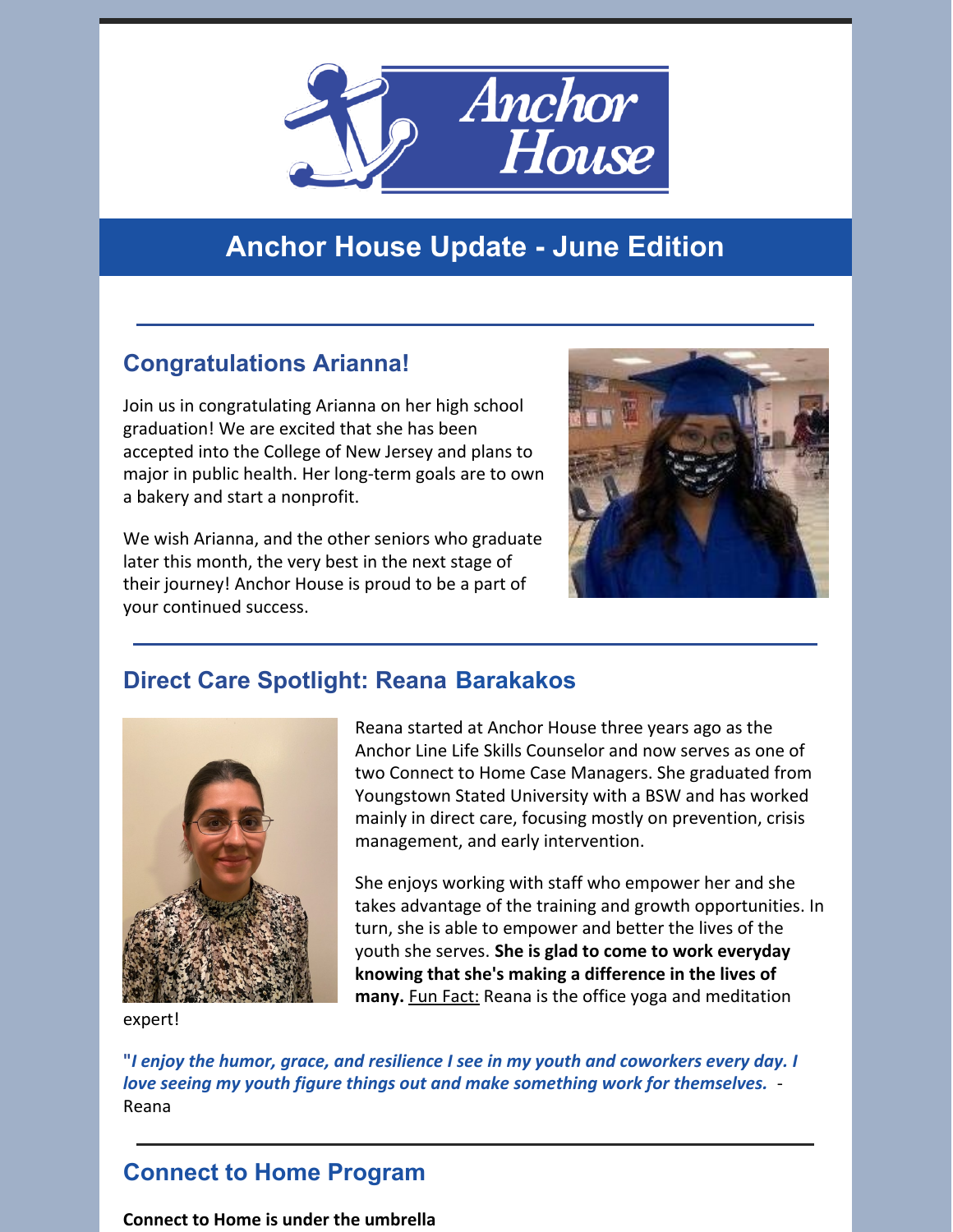# Anchor House Update - June Edition

## Congratulations Arianna!

Join us in congratulating Arianna on her high school graduation! We are excited that she has been accepted into the College of New Jersey and plans to major in public health. Her long-term goals are to own a bakery and start a nonprofit.

We wish Arianna, and the other seniors who graduate later this month, the very best in the next stage of their journey! Anchor House is proud to be a part of your continued success.

## Direct Care Spotlight: Reana Barakakos

Reana started at Anchor House three years ago as the Anchor Line Life Skills Counselor and now serves as one of two Connect to Home Case Managers. She graduated from Youngstown Stated University with a BSW and has worked mainly in direct care, focusing mostly on prevention, crisis management, and early intervention.

She enjoys working with staff who empower her and she takes advantage of the training and growth opportunities. In turn, she is able to empower and better the lives of the youth she serves. **She is glad to come to work everyday knowing that she's making a difference in the lives of many.** Fun Fact: Reana is the office yoga and meditation expert!

"***I enjoy the humor, grace, and resilience I see in my youth and coworkers every day. I love seeing my youth figure things out and make something work for themselves.*** - Reana

## Connect to Home Program

**Connect to Home is under the umbrella**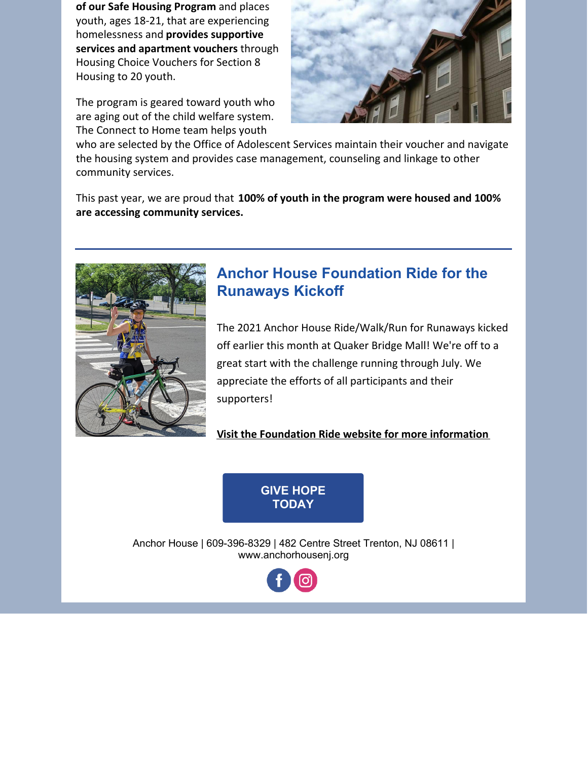**of our Safe Housing Program** and places youth, ages 18-21, that are experiencing homelessness and **provides supportive services and apartment vouchers** through Housing Choice Vouchers for Section 8 Housing to 20 youth.

The program is geared toward youth who are aging out of the child welfare system. The Connect to Home team helps youth who are selected by the Office of Adolescent Services maintain their voucher and navigate the housing system and provides case management, counseling and linkage to other community services.

This past year, we are proud that **100% of youth in the program were housed and 100% are accessing community services.**

---

## Anchor House Foundation Ride for the Runaways Kickoff

The 2021 Anchor House Ride/Walk/Run for Runaways kicked off earlier this month at Quaker Bridge Mall! We're off to a great start with the challenge running through July. We appreciate the efforts of all participants and their supporters!

**Visit the Foundation Ride website for more information**

**GIVE HOPE TODAY**

Anchor House | 609-396-8329 | 482 Centre Street Trenton, NJ 08611 | www.anchorhousenj.org